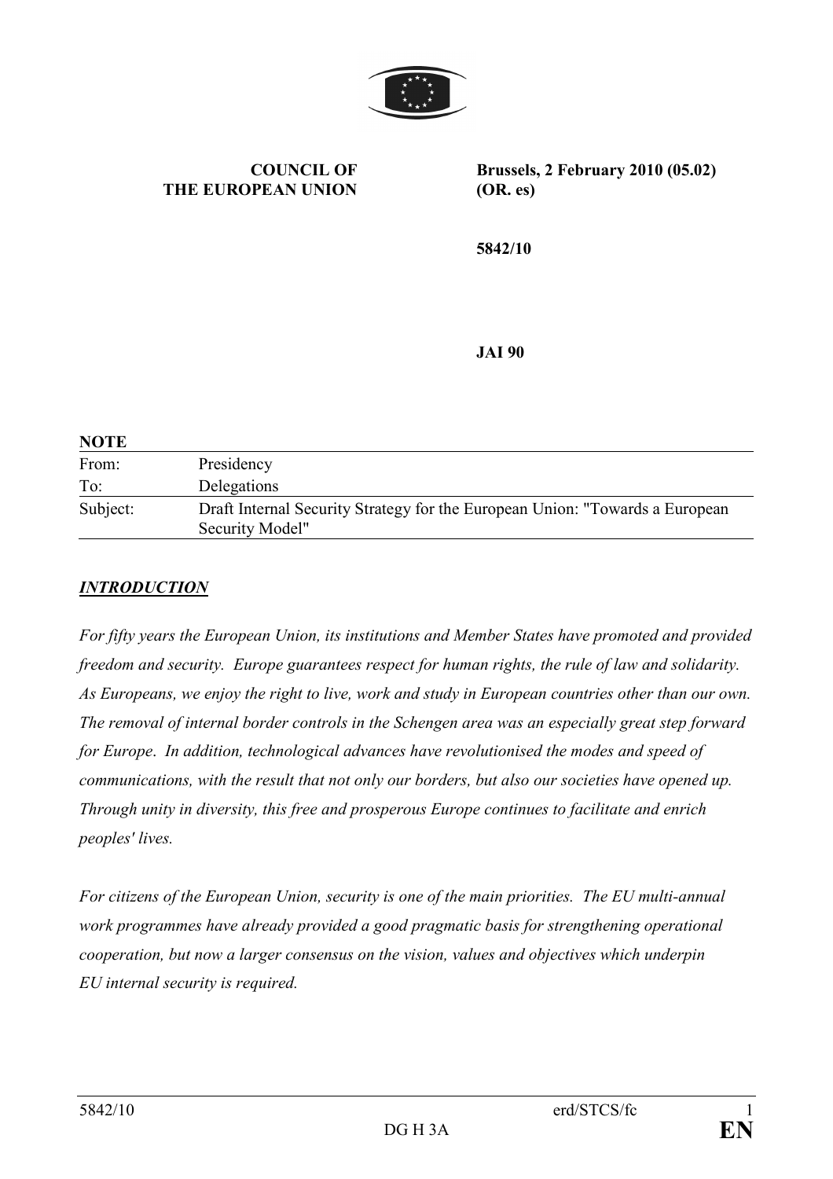**COUNCIL OF THE EUROPEAN UNION**

**Brussels, 2 February 2010 (05.02) (OR. es)**

**5842/10**

**JAI 90**

**NOTE**

| | |
|---|---|
| From: | Presidency |
| To: | Delegations |
| Subject: | Draft Internal Security Strategy for the European Union: "Towards a European Security Model" |

## ***INTRODUCTION***

*For fifty years the European Union, its institutions and Member States have promoted and provided freedom and security. Europe guarantees respect for human rights, the rule of law and solidarity. As Europeans, we enjoy the right to live, work and study in European countries other than our own. The removal of internal border controls in the Schengen area was an especially great step forward for Europe. In addition, technological advances have revolutionised the modes and speed of communications, with the result that not only our borders, but also our societies have opened up. Through unity in diversity, this free and prosperous Europe continues to facilitate and enrich peoples' lives.*

*For citizens of the European Union, security is one of the main priorities. The EU multi-annual work programmes have already provided a good pragmatic basis for strengthening operational cooperation, but now a larger consensus on the vision, values and objectives which underpin EU internal security is required.*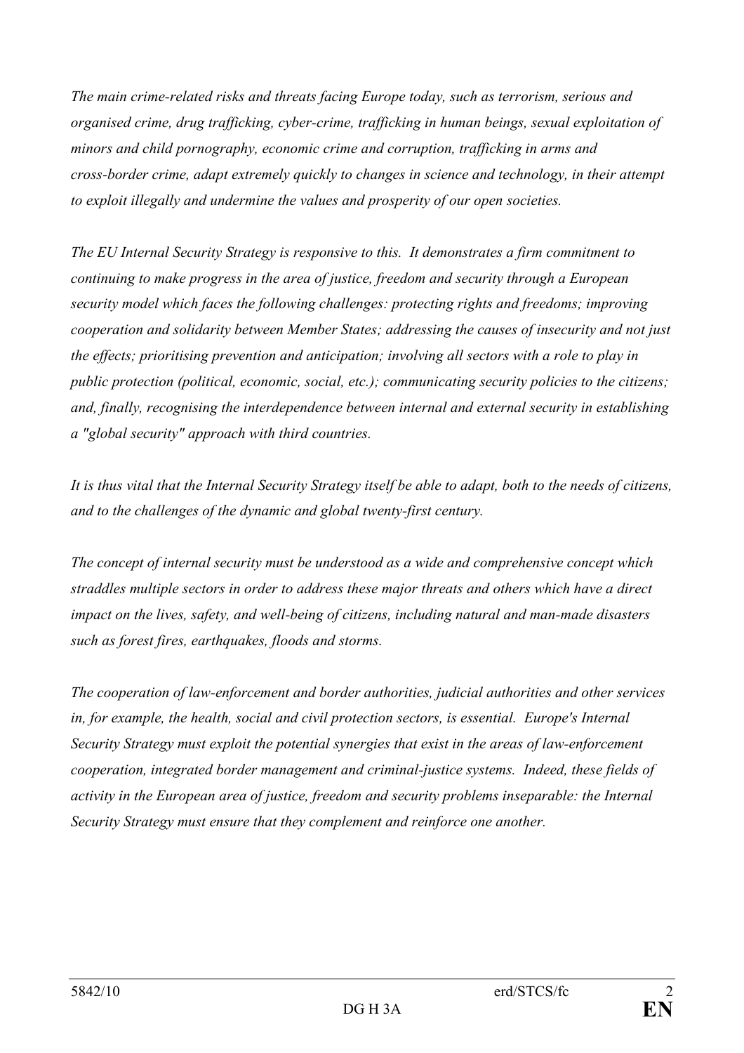*The main crime-related risks and threats facing Europe today, such as terrorism, serious and organised crime, drug trafficking, cyber-crime, trafficking in human beings, sexual exploitation of minors and child pornography, economic crime and corruption, trafficking in arms and cross-border crime, adapt extremely quickly to changes in science and technology, in their attempt to exploit illegally and undermine the values and prosperity of our open societies.*

*The EU Internal Security Strategy is responsive to this. It demonstrates a firm commitment to continuing to make progress in the area of justice, freedom and security through a European security model which faces the following challenges: protecting rights and freedoms; improving cooperation and solidarity between Member States; addressing the causes of insecurity and not just the effects; prioritising prevention and anticipation; involving all sectors with a role to play in public protection (political, economic, social, etc.); communicating security policies to the citizens; and, finally, recognising the interdependence between internal and external security in establishing a "global security" approach with third countries.*

*It is thus vital that the Internal Security Strategy itself be able to adapt, both to the needs of citizens, and to the challenges of the dynamic and global twenty-first century.*

*The concept of internal security must be understood as a wide and comprehensive concept which straddles multiple sectors in order to address these major threats and others which have a direct impact on the lives, safety, and well-being of citizens, including natural and man-made disasters such as forest fires, earthquakes, floods and storms.*

*The cooperation of law-enforcement and border authorities, judicial authorities and other services in, for example, the health, social and civil protection sectors, is essential. Europe's Internal Security Strategy must exploit the potential synergies that exist in the areas of law-enforcement cooperation, integrated border management and criminal-justice systems. Indeed, these fields of activity in the European area of justice, freedom and security problems inseparable: the Internal Security Strategy must ensure that they complement and reinforce one another.*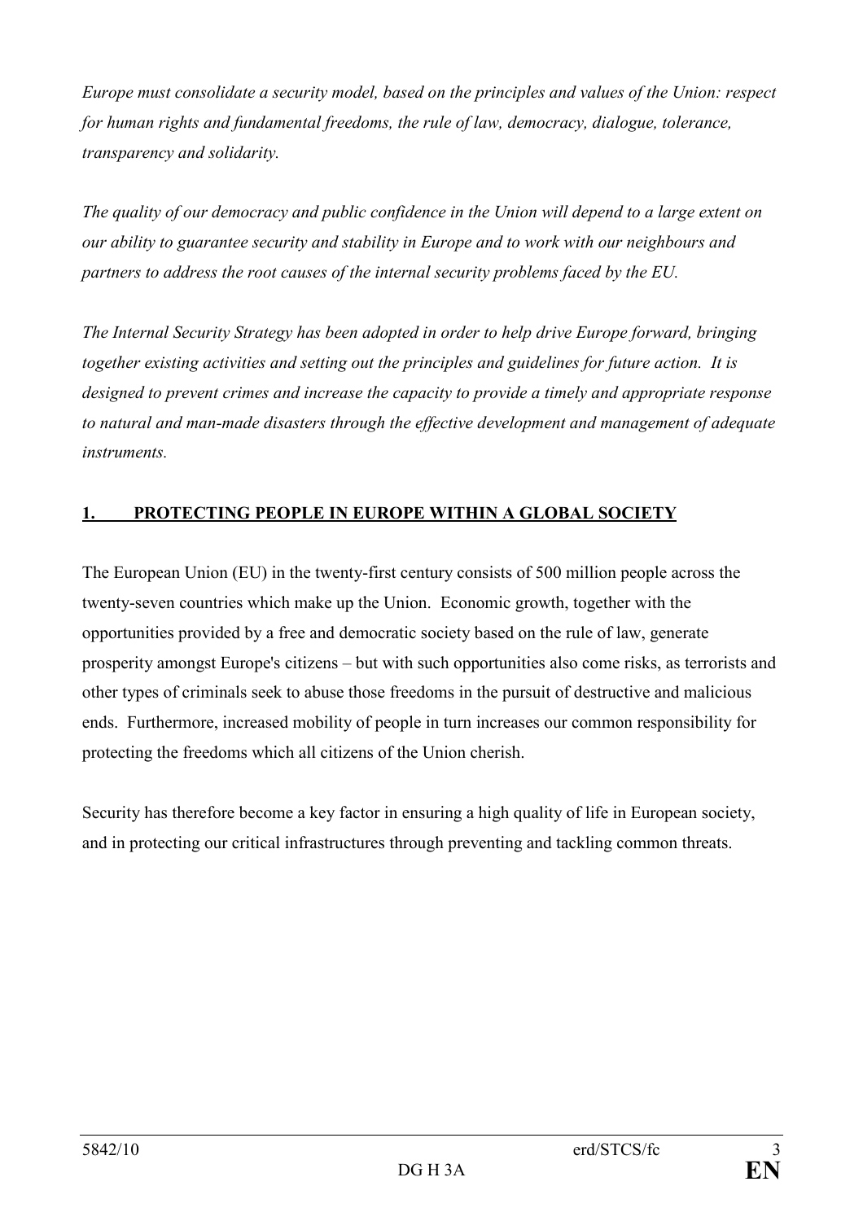*Europe must consolidate a security model, based on the principles and values of the Union: respect for human rights and fundamental freedoms, the rule of law, democracy, dialogue, tolerance, transparency and solidarity.*

*The quality of our democracy and public confidence in the Union will depend to a large extent on our ability to guarantee security and stability in Europe and to work with our neighbours and partners to address the root causes of the internal security problems faced by the EU.*

*The Internal Security Strategy has been adopted in order to help drive Europe forward, bringing together existing activities and setting out the principles and guidelines for future action. It is designed to prevent crimes and increase the capacity to provide a timely and appropriate response to natural and man-made disasters through the effective development and management of adequate instruments.*

## 1. PROTECTING PEOPLE IN EUROPE WITHIN A GLOBAL SOCIETY

The European Union (EU) in the twenty-first century consists of 500 million people across the twenty-seven countries which make up the Union. Economic growth, together with the opportunities provided by a free and democratic society based on the rule of law, generate prosperity amongst Europe's citizens – but with such opportunities also come risks, as terrorists and other types of criminals seek to abuse those freedoms in the pursuit of destructive and malicious ends. Furthermore, increased mobility of people in turn increases our common responsibility for protecting the freedoms which all citizens of the Union cherish.

Security has therefore become a key factor in ensuring a high quality of life in European society, and in protecting our critical infrastructures through preventing and tackling common threats.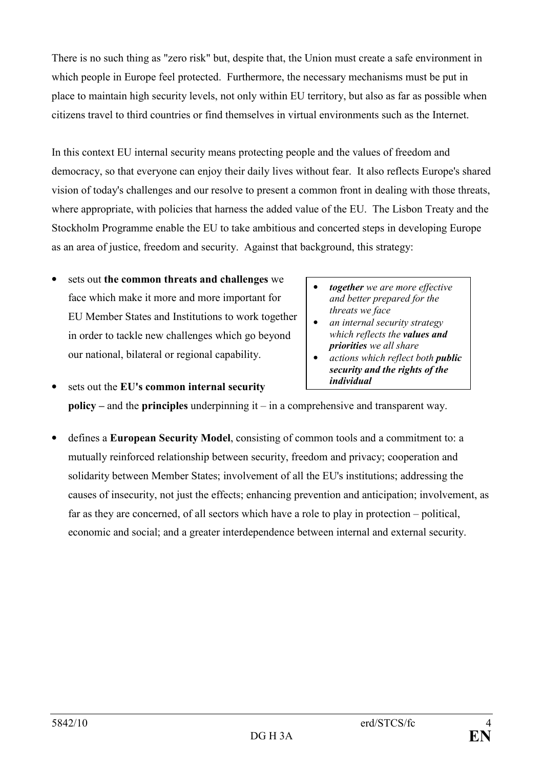There is no such thing as "zero risk" but, despite that, the Union must create a safe environment in which people in Europe feel protected. Furthermore, the necessary mechanisms must be put in place to maintain high security levels, not only within EU territory, but also as far as possible when citizens travel to third countries or find themselves in virtual environments such as the Internet.

In this context EU internal security means protecting people and the values of freedom and democracy, so that everyone can enjoy their daily lives without fear. It also reflects Europe's shared vision of today's challenges and our resolve to present a common front in dealing with those threats, where appropriate, with policies that harness the added value of the EU. The Lisbon Treaty and the Stockholm Programme enable the EU to take ambitious and concerted steps in developing Europe as an area of justice, freedom and security. Against that background, this strategy:

> - ***together*** *we are more effective and better prepared for the threats we face*
> - *an internal security strategy which reflects the* ***values and priorities*** *we all share*
> - *actions which reflect both* ***public security and the rights of the individual***

- sets out **the common threats and challenges** we face which make it more and more important for EU Member States and Institutions to work together in order to tackle new challenges which go beyond our national, bilateral or regional capability.
- sets out the **EU's common internal security policy –** and the **principles** underpinning it – in a comprehensive and transparent way.
- defines a **European Security Model**, consisting of common tools and a commitment to: a mutually reinforced relationship between security, freedom and privacy; cooperation and solidarity between Member States; involvement of all the EU's institutions; addressing the causes of insecurity, not just the effects; enhancing prevention and anticipation; involvement, as far as they are concerned, of all sectors which have a role to play in protection – political, economic and social; and a greater interdependence between internal and external security.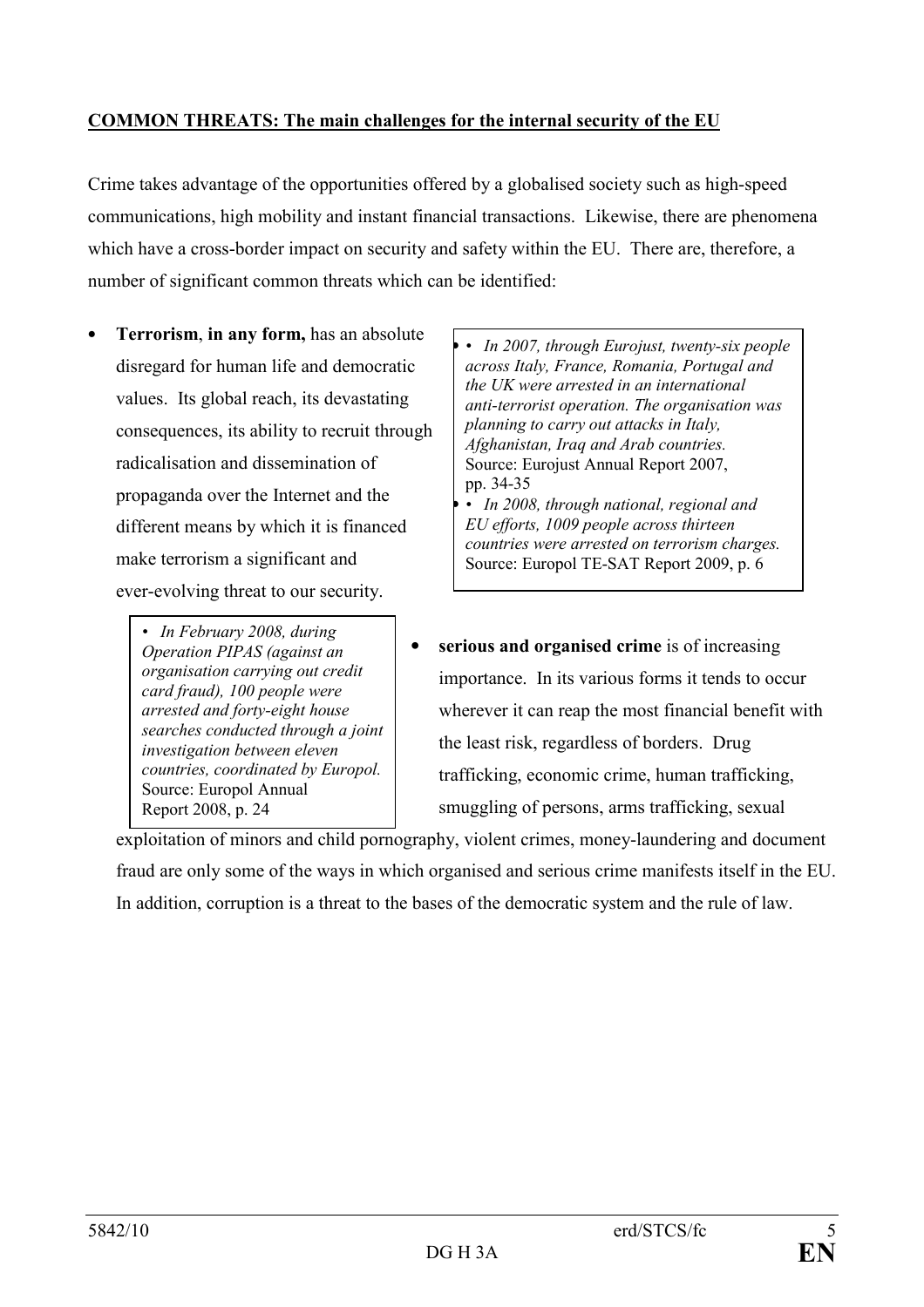**COMMON THREATS: The main challenges for the internal security of the EU**

Crime takes advantage of the opportunities offered by a globalised society such as high-speed communications, high mobility and instant financial transactions. Likewise, there are phenomena which have a cross-border impact on security and safety within the EU. There are, therefore, a number of significant common threats which can be identified:

- **Terrorism**, **in any form,** has an absolute disregard for human life and democratic values. Its global reach, its devastating consequences, its ability to recruit through radicalisation and dissemination of propaganda over the Internet and the different means by which it is financed make terrorism a significant and ever-evolving threat to our security.

> • *In 2007, through Eurojust, twenty-six people across Italy, France, Romania, Portugal and the UK were arrested in an international anti-terrorist operation. The organisation was planning to carry out attacks in Italy, Afghanistan, Iraq and Arab countries.*
> Source: Eurojust Annual Report 2007, pp. 34-35
>
> • *In 2008, through national, regional and EU efforts, 1009 people across thirteen countries were arrested on terrorism charges.*
> Source: Europol TE-SAT Report 2009, p. 6

> • *In February 2008, during Operation PIPAS (against an organisation carrying out credit card fraud), 100 people were arrested and forty-eight house searches conducted through a joint investigation between eleven countries, coordinated by Europol.*
> Source: Europol Annual Report 2008, p. 24

- **serious and organised crime** is of increasing importance. In its various forms it tends to occur wherever it can reap the most financial benefit with the least risk, regardless of borders. Drug trafficking, economic crime, human trafficking, smuggling of persons, arms trafficking, sexual exploitation of minors and child pornography, violent crimes, money-laundering and document fraud are only some of the ways in which organised and serious crime manifests itself in the EU. In addition, corruption is a threat to the bases of the democratic system and the rule of law.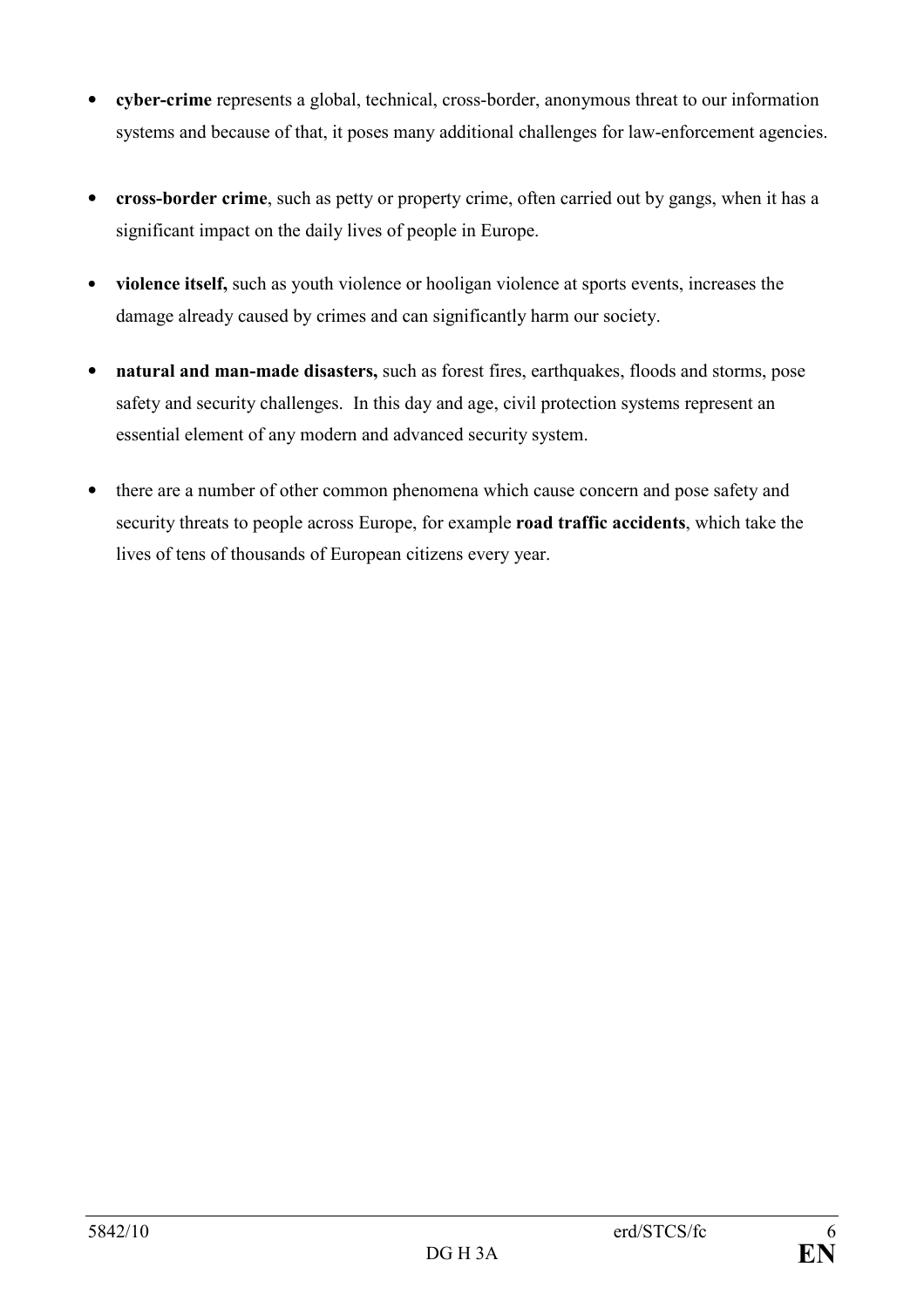- **cyber-crime** represents a global, technical, cross-border, anonymous threat to our information systems and because of that, it poses many additional challenges for law-enforcement agencies.

- **cross-border crime**, such as petty or property crime, often carried out by gangs, when it has a significant impact on the daily lives of people in Europe.

- **violence itself,** such as youth violence or hooligan violence at sports events, increases the damage already caused by crimes and can significantly harm our society.

- **natural and man-made disasters,** such as forest fires, earthquakes, floods and storms, pose safety and security challenges. In this day and age, civil protection systems represent an essential element of any modern and advanced security system.

- there are a number of other common phenomena which cause concern and pose safety and security threats to people across Europe, for example **road traffic accidents**, which take the lives of tens of thousands of European citizens every year.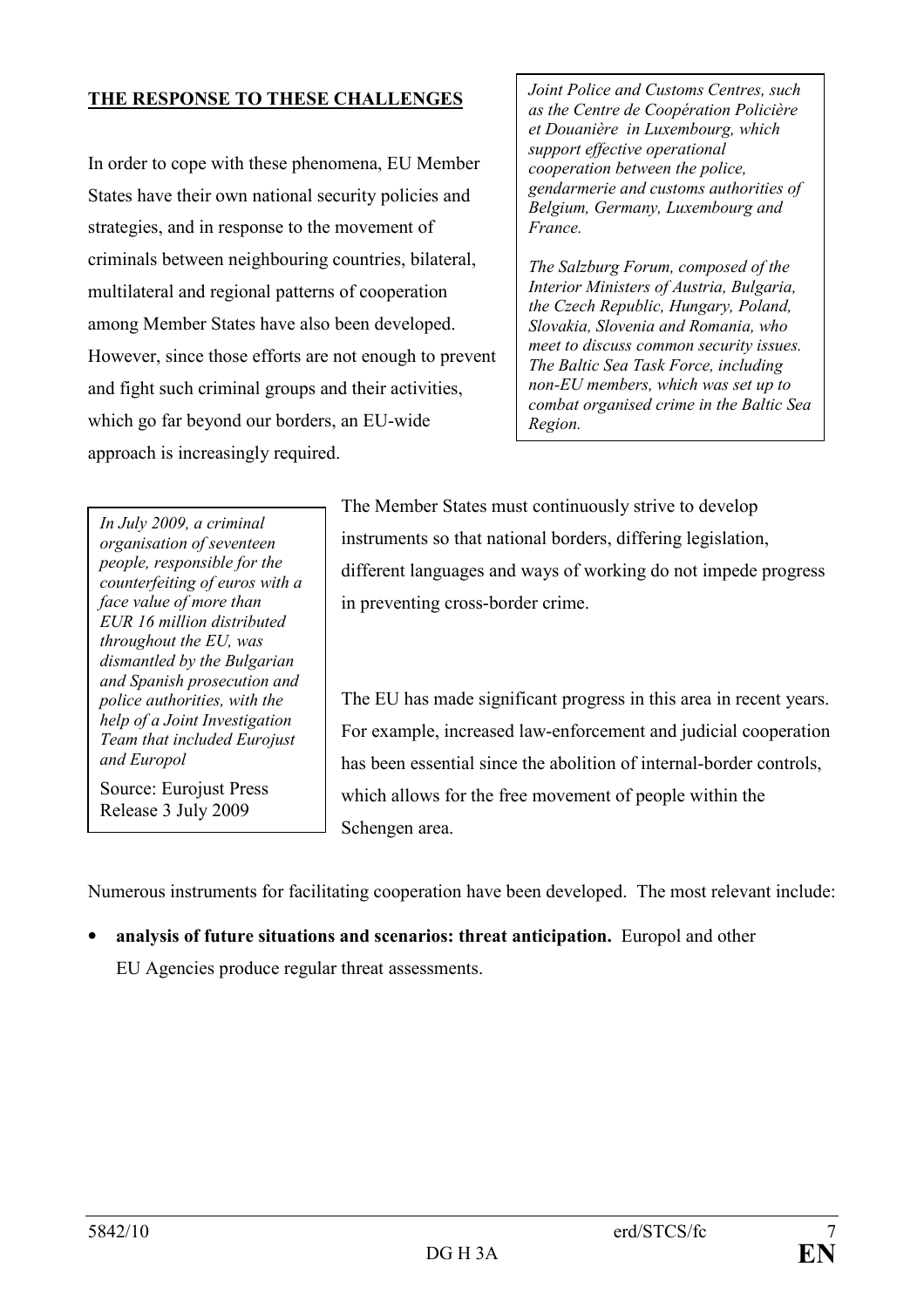## THE RESPONSE TO THESE CHALLENGES

In order to cope with these phenomena, EU Member States have their own national security policies and strategies, and in response to the movement of criminals between neighbouring countries, bilateral, multilateral and regional patterns of cooperation among Member States have also been developed. However, since those efforts are not enough to prevent and fight such criminal groups and their activities, which go far beyond our borders, an EU-wide approach is increasingly required.

*Joint Police and Customs Centres, such as the Centre de Coopération Policière et Douanière in Luxembourg, which support effective operational cooperation between the police, gendarmerie and customs authorities of Belgium, Germany, Luxembourg and France.*

*The Salzburg Forum, composed of the Interior Ministers of Austria, Bulgaria, the Czech Republic, Hungary, Poland, Slovakia, Slovenia and Romania, who meet to discuss common security issues. The Baltic Sea Task Force, including non-EU members, which was set up to combat organised crime in the Baltic Sea Region.*

*In July 2009, a criminal organisation of seventeen people, responsible for the counterfeiting of euros with a face value of more than EUR 16 million distributed throughout the EU, was dismantled by the Bulgarian and Spanish prosecution and police authorities, with the help of a Joint Investigation Team that included Eurojust and Europol*

Source: Eurojust Press Release 3 July 2009

The Member States must continuously strive to develop instruments so that national borders, differing legislation, different languages and ways of working do not impede progress in preventing cross-border crime.

The EU has made significant progress in this area in recent years. For example, increased law-enforcement and judicial cooperation has been essential since the abolition of internal-border controls, which allows for the free movement of people within the Schengen area.

Numerous instruments for facilitating cooperation have been developed. The most relevant include:

- **analysis of future situations and scenarios: threat anticipation.** Europol and other EU Agencies produce regular threat assessments.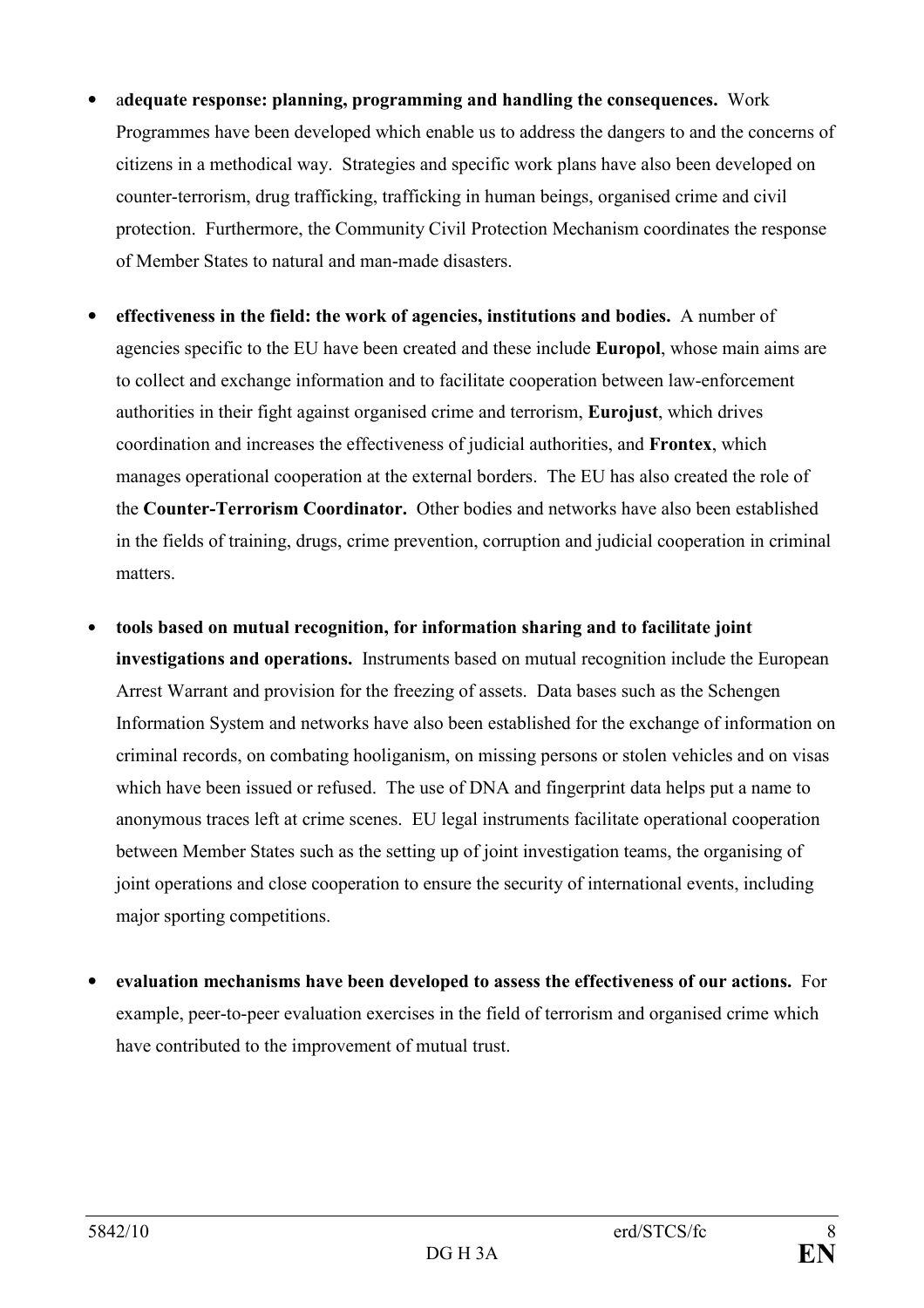- a**dequate response: planning, programming and handling the consequences.** Work Programmes have been developed which enable us to address the dangers to and the concerns of citizens in a methodical way. Strategies and specific work plans have also been developed on counter-terrorism, drug trafficking, trafficking in human beings, organised crime and civil protection. Furthermore, the Community Civil Protection Mechanism coordinates the response of Member States to natural and man-made disasters.

- **effectiveness in the field: the work of agencies, institutions and bodies.** A number of agencies specific to the EU have been created and these include **Europol**, whose main aims are to collect and exchange information and to facilitate cooperation between law-enforcement authorities in their fight against organised crime and terrorism, **Eurojust**, which drives coordination and increases the effectiveness of judicial authorities, and **Frontex**, which manages operational cooperation at the external borders. The EU has also created the role of the **Counter-Terrorism Coordinator.** Other bodies and networks have also been established in the fields of training, drugs, crime prevention, corruption and judicial cooperation in criminal matters.

- **tools based on mutual recognition, for information sharing and to facilitate joint investigations and operations.** Instruments based on mutual recognition include the European Arrest Warrant and provision for the freezing of assets. Data bases such as the Schengen Information System and networks have also been established for the exchange of information on criminal records, on combating hooliganism, on missing persons or stolen vehicles and on visas which have been issued or refused. The use of DNA and fingerprint data helps put a name to anonymous traces left at crime scenes. EU legal instruments facilitate operational cooperation between Member States such as the setting up of joint investigation teams, the organising of joint operations and close cooperation to ensure the security of international events, including major sporting competitions.

- **evaluation mechanisms have been developed to assess the effectiveness of our actions.** For example, peer-to-peer evaluation exercises in the field of terrorism and organised crime which have contributed to the improvement of mutual trust.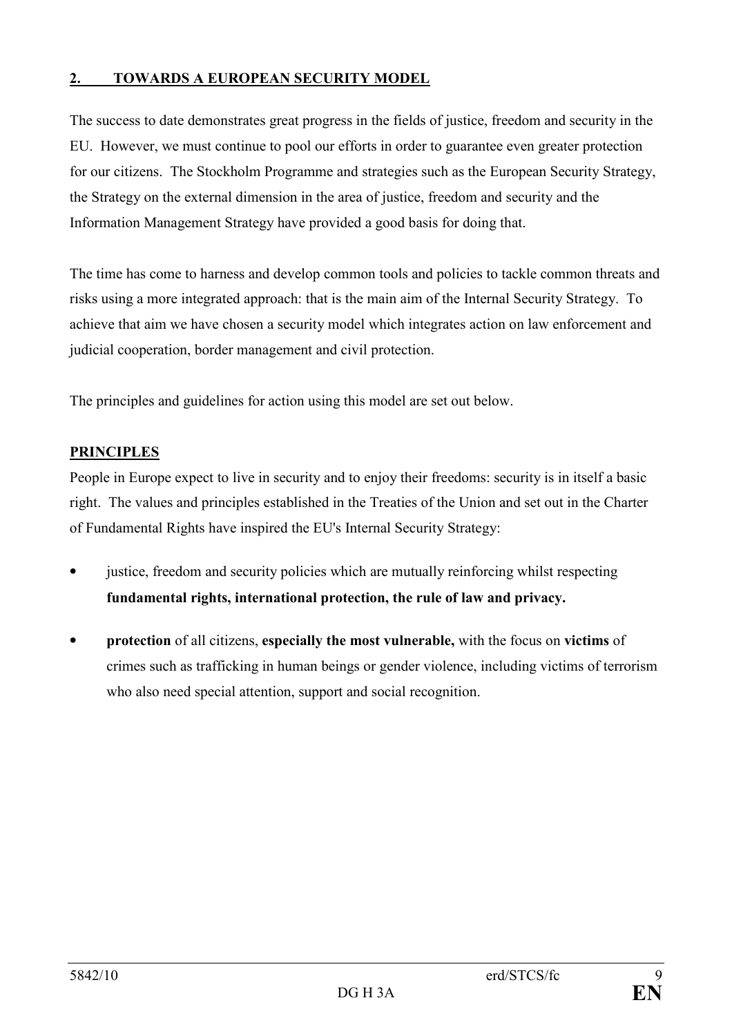## 2. TOWARDS A EUROPEAN SECURITY MODEL

The success to date demonstrates great progress in the fields of justice, freedom and security in the EU. However, we must continue to pool our efforts in order to guarantee even greater protection for our citizens. The Stockholm Programme and strategies such as the European Security Strategy, the Strategy on the external dimension in the area of justice, freedom and security and the Information Management Strategy have provided a good basis for doing that.

The time has come to harness and develop common tools and policies to tackle common threats and risks using a more integrated approach: that is the main aim of the Internal Security Strategy. To achieve that aim we have chosen a security model which integrates action on law enforcement and judicial cooperation, border management and civil protection.

The principles and guidelines for action using this model are set out below.

### PRINCIPLES

People in Europe expect to live in security and to enjoy their freedoms: security is in itself a basic right. The values and principles established in the Treaties of the Union and set out in the Charter of Fundamental Rights have inspired the EU's Internal Security Strategy:

- justice, freedom and security policies which are mutually reinforcing whilst respecting **fundamental rights, international protection, the rule of law and privacy.**
- **protection** of all citizens, **especially the most vulnerable,** with the focus on **victims** of crimes such as trafficking in human beings or gender violence, including victims of terrorism who also need special attention, support and social recognition.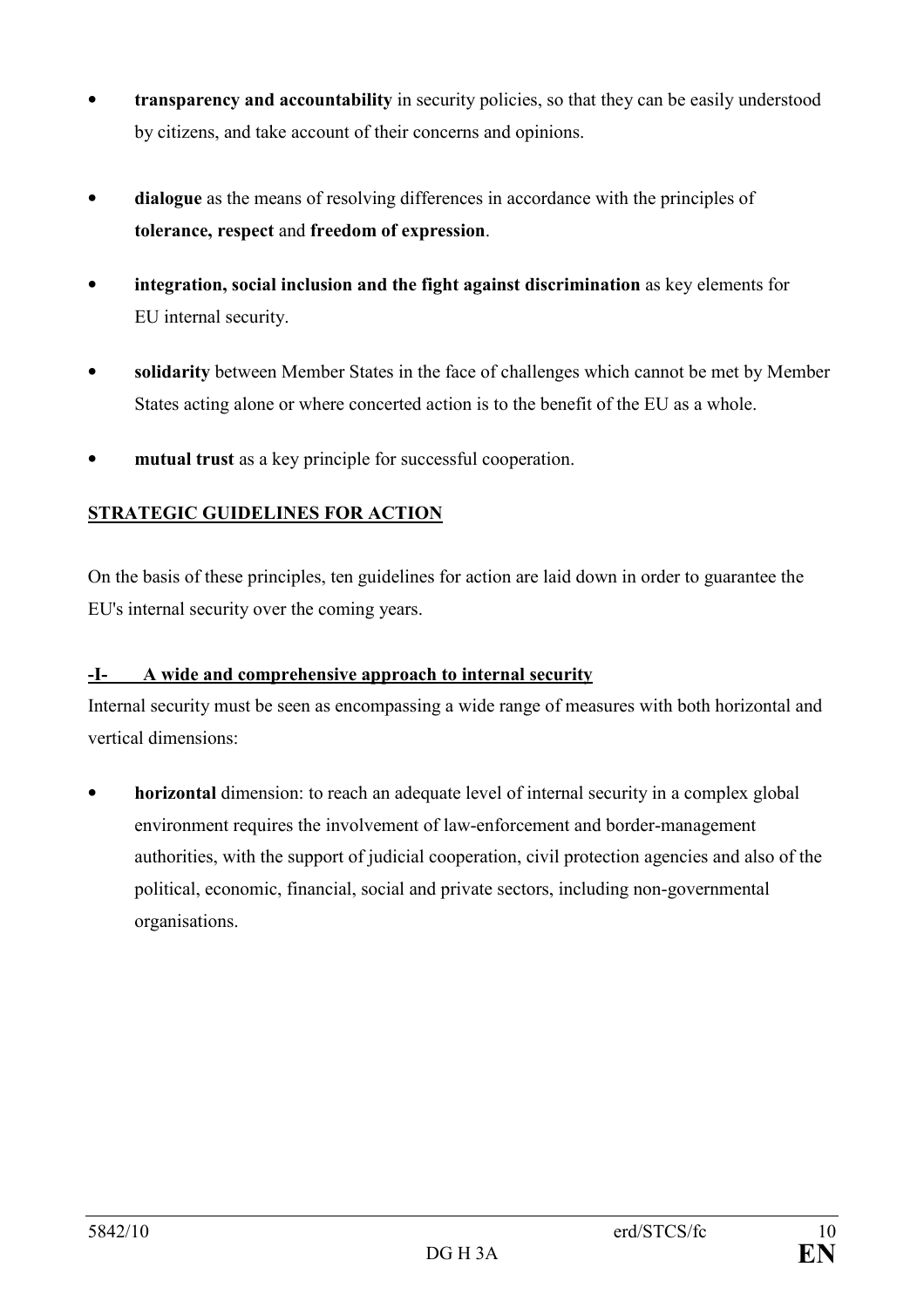- **transparency and accountability** in security policies, so that they can be easily understood by citizens, and take account of their concerns and opinions.

- **dialogue** as the means of resolving differences in accordance with the principles of **tolerance, respect** and **freedom of expression**.

- **integration, social inclusion and the fight against discrimination** as key elements for EU internal security.

- **solidarity** between Member States in the face of challenges which cannot be met by Member States acting alone or where concerted action is to the benefit of the EU as a whole.

- **mutual trust** as a key principle for successful cooperation.

## STRATEGIC GUIDELINES FOR ACTION

On the basis of these principles, ten guidelines for action are laid down in order to guarantee the EU's internal security over the coming years.

### -I- A wide and comprehensive approach to internal security

Internal security must be seen as encompassing a wide range of measures with both horizontal and vertical dimensions:

- **horizontal** dimension: to reach an adequate level of internal security in a complex global environment requires the involvement of law-enforcement and border-management authorities, with the support of judicial cooperation, civil protection agencies and also of the political, economic, financial, social and private sectors, including non-governmental organisations.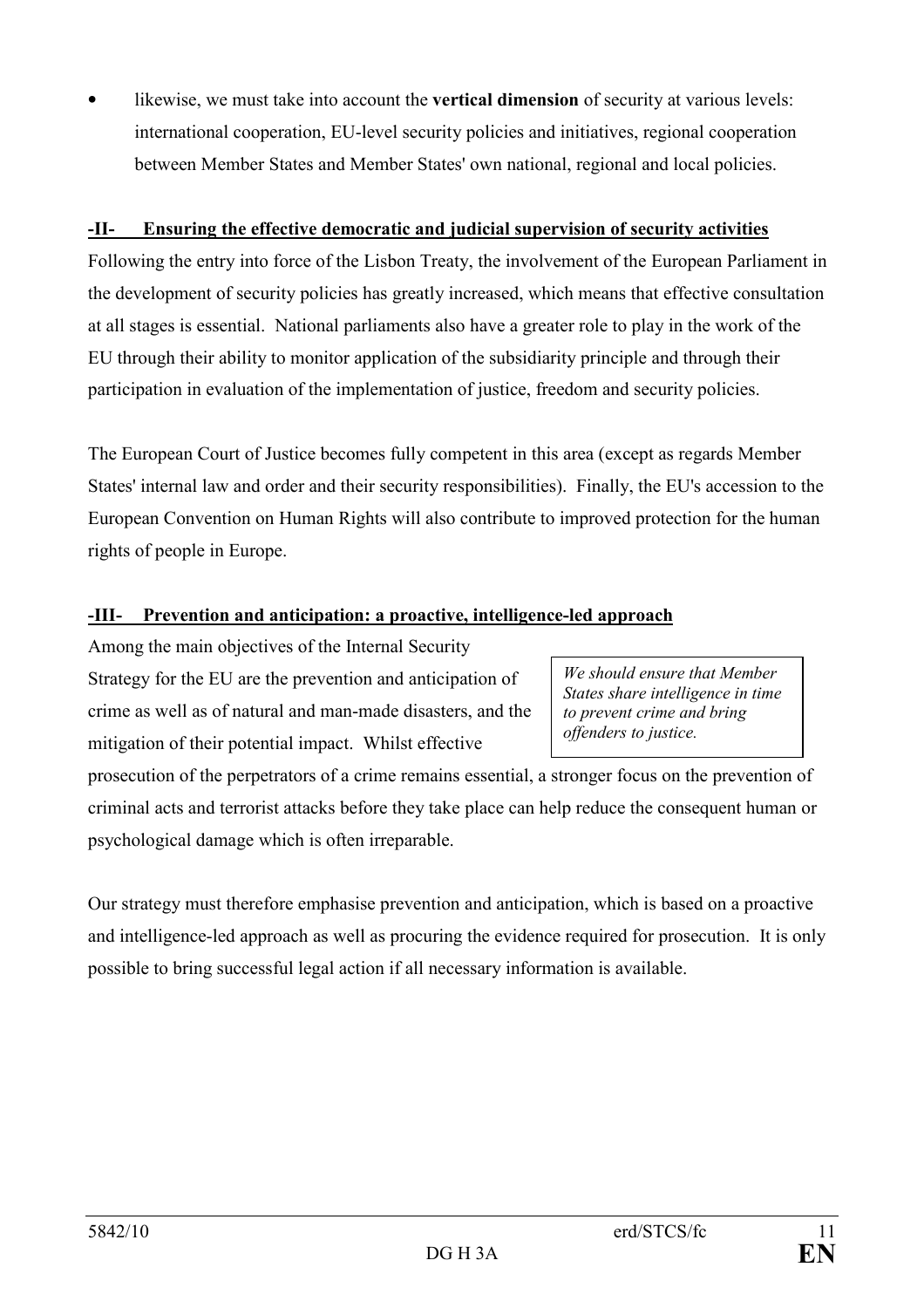- likewise, we must take into account the **vertical dimension** of security at various levels: international cooperation, EU-level security policies and initiatives, regional cooperation between Member States and Member States' own national, regional and local policies.

## -II- Ensuring the effective democratic and judicial supervision of security activities

Following the entry into force of the Lisbon Treaty, the involvement of the European Parliament in the development of security policies has greatly increased, which means that effective consultation at all stages is essential. National parliaments also have a greater role to play in the work of the EU through their ability to monitor application of the subsidiarity principle and through their participation in evaluation of the implementation of justice, freedom and security policies.

The European Court of Justice becomes fully competent in this area (except as regards Member States' internal law and order and their security responsibilities). Finally, the EU's accession to the European Convention on Human Rights will also contribute to improved protection for the human rights of people in Europe.

## -III- Prevention and anticipation: a proactive, intelligence-led approach

> *We should ensure that Member States share intelligence in time to prevent crime and bring offenders to justice.*

Among the main objectives of the Internal Security Strategy for the EU are the prevention and anticipation of crime as well as of natural and man-made disasters, and the mitigation of their potential impact. Whilst effective prosecution of the perpetrators of a crime remains essential, a stronger focus on the prevention of criminal acts and terrorist attacks before they take place can help reduce the consequent human or psychological damage which is often irreparable.

Our strategy must therefore emphasise prevention and anticipation, which is based on a proactive and intelligence-led approach as well as procuring the evidence required for prosecution. It is only possible to bring successful legal action if all necessary information is available.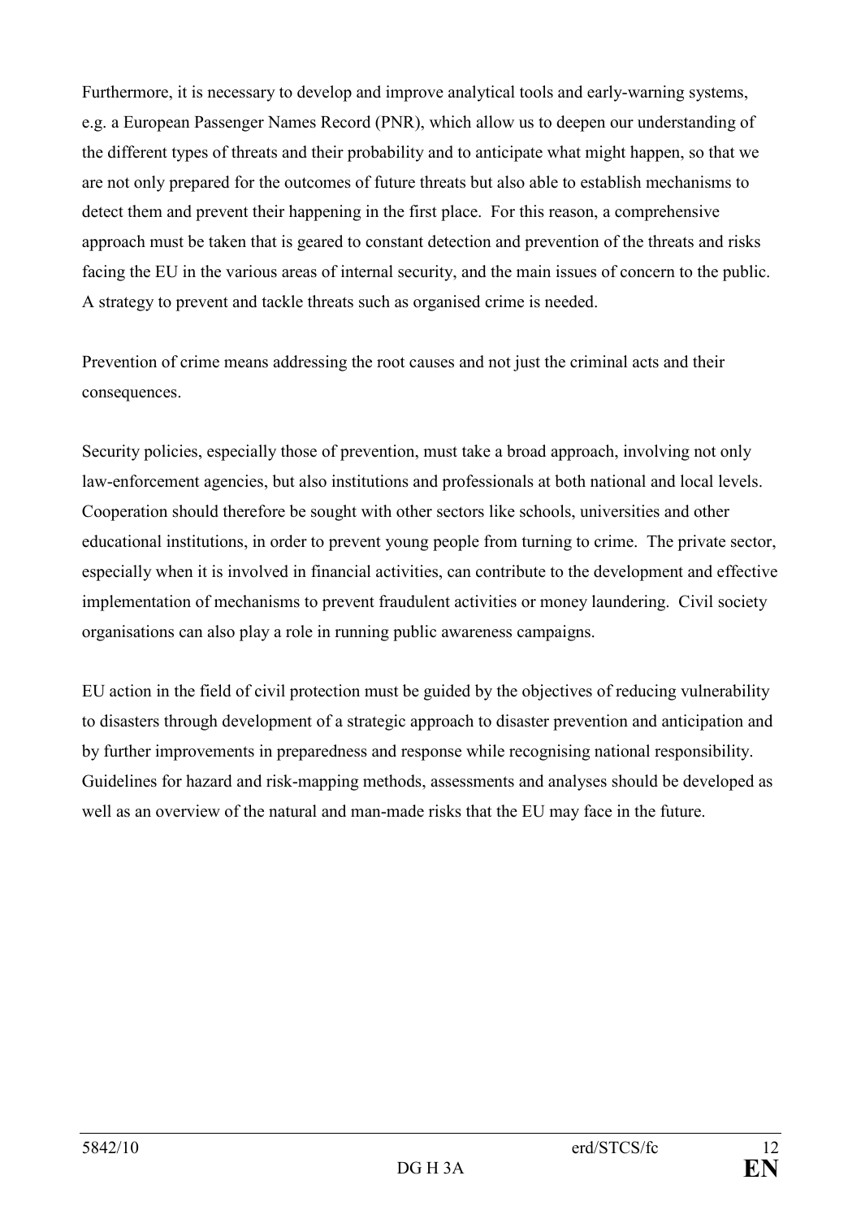Furthermore, it is necessary to develop and improve analytical tools and early-warning systems, e.g. a European Passenger Names Record (PNR), which allow us to deepen our understanding of the different types of threats and their probability and to anticipate what might happen, so that we are not only prepared for the outcomes of future threats but also able to establish mechanisms to detect them and prevent their happening in the first place. For this reason, a comprehensive approach must be taken that is geared to constant detection and prevention of the threats and risks facing the EU in the various areas of internal security, and the main issues of concern to the public. A strategy to prevent and tackle threats such as organised crime is needed.

Prevention of crime means addressing the root causes and not just the criminal acts and their consequences.

Security policies, especially those of prevention, must take a broad approach, involving not only law-enforcement agencies, but also institutions and professionals at both national and local levels. Cooperation should therefore be sought with other sectors like schools, universities and other educational institutions, in order to prevent young people from turning to crime. The private sector, especially when it is involved in financial activities, can contribute to the development and effective implementation of mechanisms to prevent fraudulent activities or money laundering. Civil society organisations can also play a role in running public awareness campaigns.

EU action in the field of civil protection must be guided by the objectives of reducing vulnerability to disasters through development of a strategic approach to disaster prevention and anticipation and by further improvements in preparedness and response while recognising national responsibility. Guidelines for hazard and risk-mapping methods, assessments and analyses should be developed as well as an overview of the natural and man-made risks that the EU may face in the future.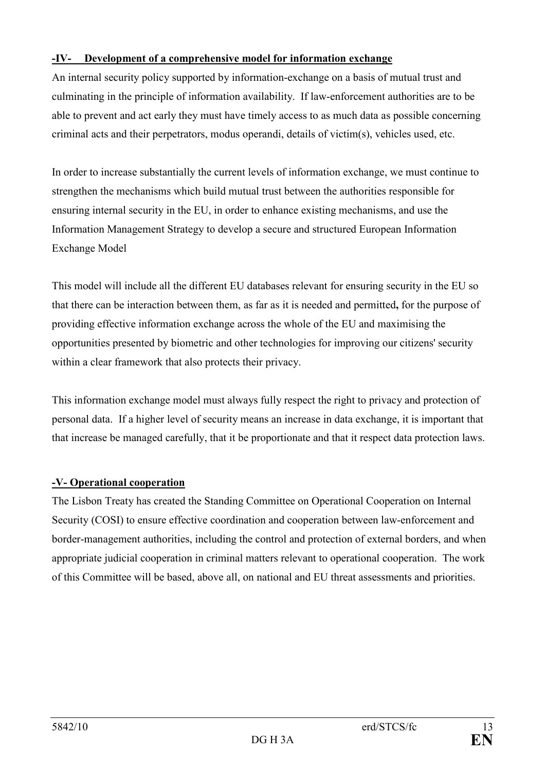## -IV- Development of a comprehensive model for information exchange

An internal security policy supported by information-exchange on a basis of mutual trust and culminating in the principle of information availability. If law-enforcement authorities are to be able to prevent and act early they must have timely access to as much data as possible concerning criminal acts and their perpetrators, modus operandi, details of victim(s), vehicles used, etc.

In order to increase substantially the current levels of information exchange, we must continue to strengthen the mechanisms which build mutual trust between the authorities responsible for ensuring internal security in the EU, in order to enhance existing mechanisms, and use the Information Management Strategy to develop a secure and structured European Information Exchange Model

This model will include all the different EU databases relevant for ensuring security in the EU so that there can be interaction between them, as far as it is needed and permitted**,** for the purpose of providing effective information exchange across the whole of the EU and maximising the opportunities presented by biometric and other technologies for improving our citizens' security within a clear framework that also protects their privacy.

This information exchange model must always fully respect the right to privacy and protection of personal data. If a higher level of security means an increase in data exchange, it is important that that increase be managed carefully, that it be proportionate and that it respect data protection laws.

## -V- Operational cooperation

The Lisbon Treaty has created the Standing Committee on Operational Cooperation on Internal Security (COSI) to ensure effective coordination and cooperation between law-enforcement and border-management authorities, including the control and protection of external borders, and when appropriate judicial cooperation in criminal matters relevant to operational cooperation. The work of this Committee will be based, above all, on national and EU threat assessments and priorities.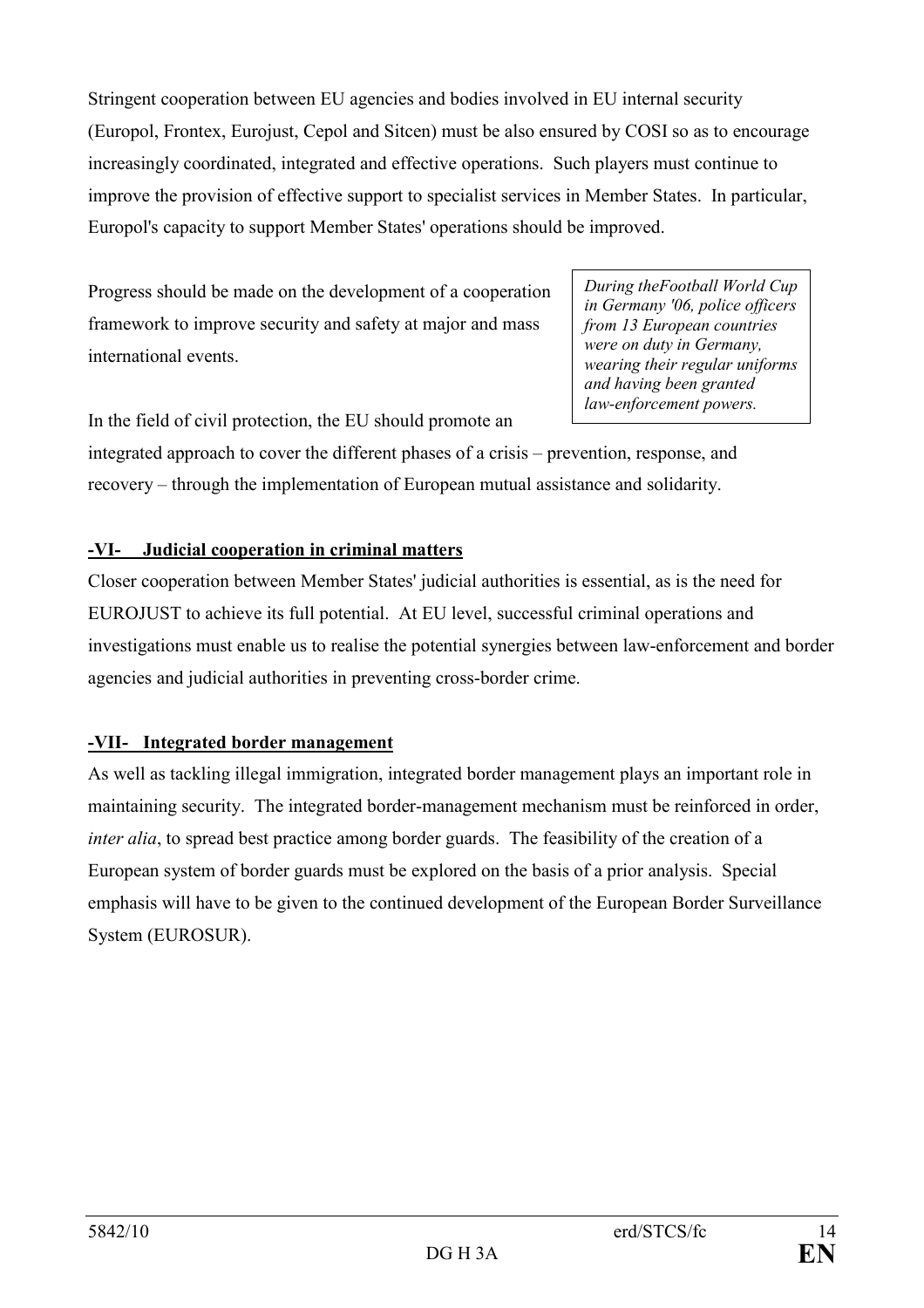Stringent cooperation between EU agencies and bodies involved in EU internal security (Europol, Frontex, Eurojust, Cepol and Sitcen) must be also ensured by COSI so as to encourage increasingly coordinated, integrated and effective operations. Such players must continue to improve the provision of effective support to specialist services in Member States. In particular, Europol's capacity to support Member States' operations should be improved.

Progress should be made on the development of a cooperation framework to improve security and safety at major and mass international events.

> *During theFootball World Cup in Germany '06, police officers from 13 European countries were on duty in Germany, wearing their regular uniforms and having been granted law-enforcement powers.*

In the field of civil protection, the EU should promote an integrated approach to cover the different phases of a crisis – prevention, response, and recovery – through the implementation of European mutual assistance and solidarity.

## -VI- Judicial cooperation in criminal matters

Closer cooperation between Member States' judicial authorities is essential, as is the need for EUROJUST to achieve its full potential. At EU level, successful criminal operations and investigations must enable us to realise the potential synergies between law-enforcement and border agencies and judicial authorities in preventing cross-border crime.

## -VII- Integrated border management

As well as tackling illegal immigration, integrated border management plays an important role in maintaining security. The integrated border-management mechanism must be reinforced in order, *inter alia*, to spread best practice among border guards. The feasibility of the creation of a European system of border guards must be explored on the basis of a prior analysis. Special emphasis will have to be given to the continued development of the European Border Surveillance System (EUROSUR).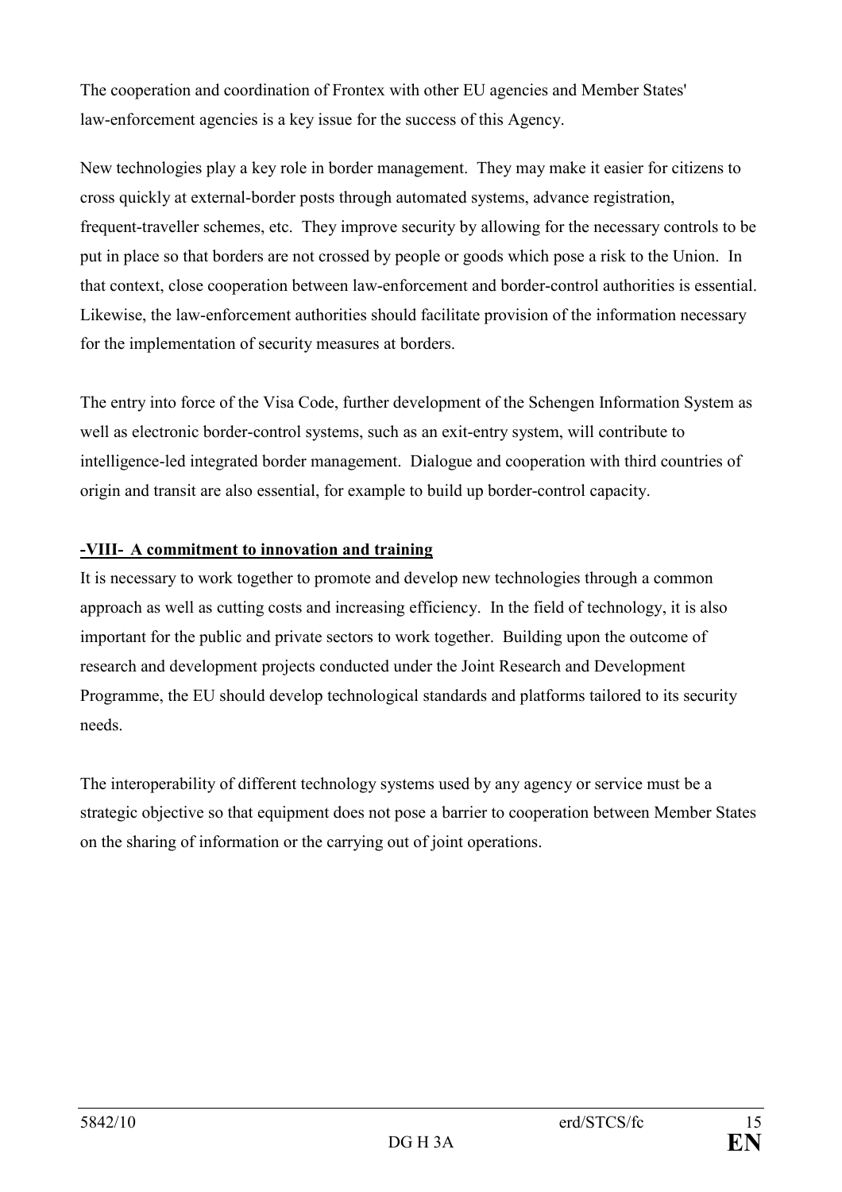The cooperation and coordination of Frontex with other EU agencies and Member States' law-enforcement agencies is a key issue for the success of this Agency.

New technologies play a key role in border management. They may make it easier for citizens to cross quickly at external-border posts through automated systems, advance registration, frequent-traveller schemes, etc. They improve security by allowing for the necessary controls to be put in place so that borders are not crossed by people or goods which pose a risk to the Union. In that context, close cooperation between law-enforcement and border-control authorities is essential. Likewise, the law-enforcement authorities should facilitate provision of the information necessary for the implementation of security measures at borders.

The entry into force of the Visa Code, further development of the Schengen Information System as well as electronic border-control systems, such as an exit-entry system, will contribute to intelligence-led integrated border management. Dialogue and cooperation with third countries of origin and transit are also essential, for example to build up border-control capacity.

## -VIII- A commitment to innovation and training

It is necessary to work together to promote and develop new technologies through a common approach as well as cutting costs and increasing efficiency. In the field of technology, it is also important for the public and private sectors to work together. Building upon the outcome of research and development projects conducted under the Joint Research and Development Programme, the EU should develop technological standards and platforms tailored to its security needs.

The interoperability of different technology systems used by any agency or service must be a strategic objective so that equipment does not pose a barrier to cooperation between Member States on the sharing of information or the carrying out of joint operations.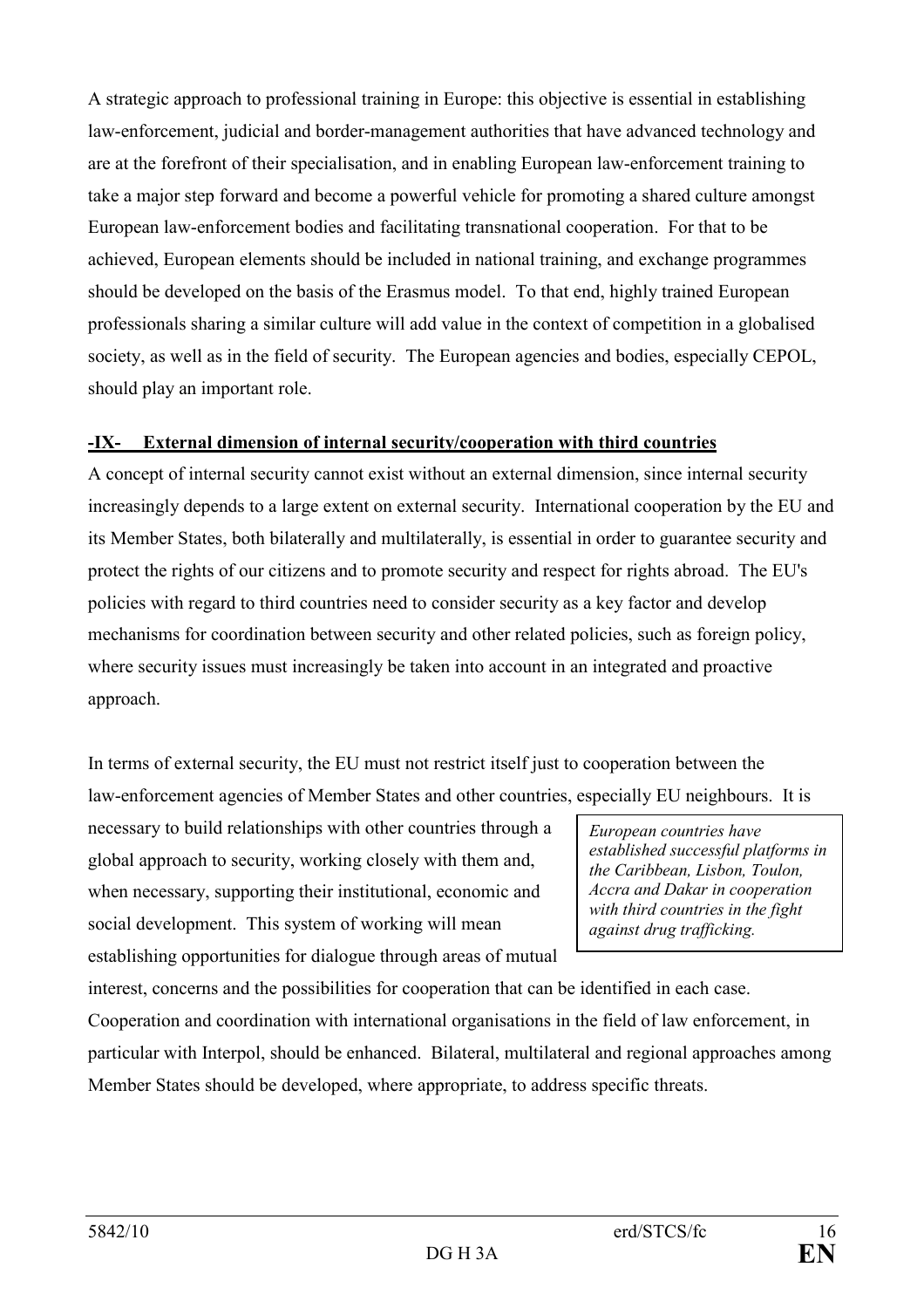A strategic approach to professional training in Europe: this objective is essential in establishing law-enforcement, judicial and border-management authorities that have advanced technology and are at the forefront of their specialisation, and in enabling European law-enforcement training to take a major step forward and become a powerful vehicle for promoting a shared culture amongst European law-enforcement bodies and facilitating transnational cooperation. For that to be achieved, European elements should be included in national training, and exchange programmes should be developed on the basis of the Erasmus model. To that end, highly trained European professionals sharing a similar culture will add value in the context of competition in a globalised society, as well as in the field of security. The European agencies and bodies, especially CEPOL, should play an important role.

## -IX- External dimension of internal security/cooperation with third countries

A concept of internal security cannot exist without an external dimension, since internal security increasingly depends to a large extent on external security. International cooperation by the EU and its Member States, both bilaterally and multilaterally, is essential in order to guarantee security and protect the rights of our citizens and to promote security and respect for rights abroad. The EU's policies with regard to third countries need to consider security as a key factor and develop mechanisms for coordination between security and other related policies, such as foreign policy, where security issues must increasingly be taken into account in an integrated and proactive approach.

In terms of external security, the EU must not restrict itself just to cooperation between the law-enforcement agencies of Member States and other countries, especially EU neighbours. It is necessary to build relationships with other countries through a global approach to security, working closely with them and, when necessary, supporting their institutional, economic and social development. This system of working will mean establishing opportunities for dialogue through areas of mutual interest, concerns and the possibilities for cooperation that can be identified in each case. Cooperation and coordination with international organisations in the field of law enforcement, in particular with Interpol, should be enhanced. Bilateral, multilateral and regional approaches among Member States should be developed, where appropriate, to address specific threats.

*European countries have established successful platforms in the Caribbean, Lisbon, Toulon, Accra and Dakar in cooperation with third countries in the fight against drug trafficking.*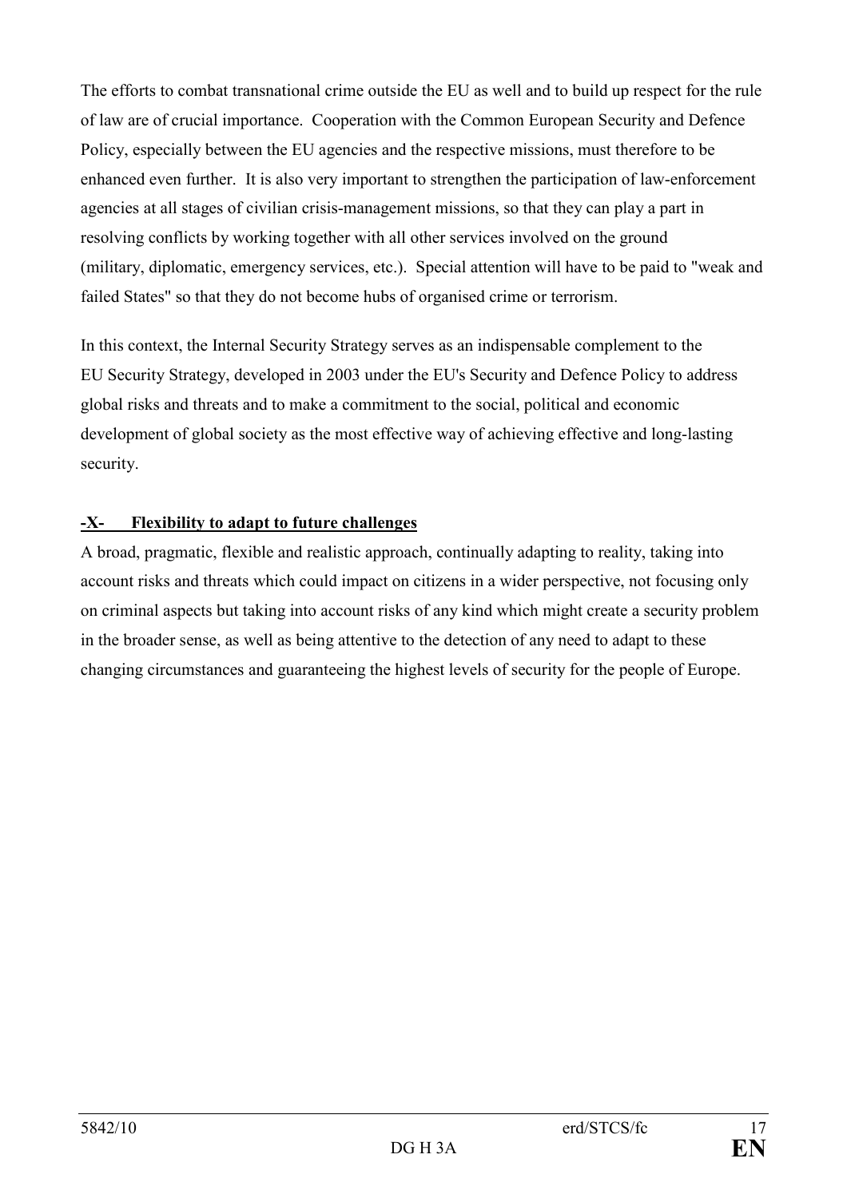The efforts to combat transnational crime outside the EU as well and to build up respect for the rule of law are of crucial importance. Cooperation with the Common European Security and Defence Policy, especially between the EU agencies and the respective missions, must therefore to be enhanced even further. It is also very important to strengthen the participation of law-enforcement agencies at all stages of civilian crisis-management missions, so that they can play a part in resolving conflicts by working together with all other services involved on the ground (military, diplomatic, emergency services, etc.). Special attention will have to be paid to "weak and failed States" so that they do not become hubs of organised crime or terrorism.

In this context, the Internal Security Strategy serves as an indispensable complement to the EU Security Strategy, developed in 2003 under the EU's Security and Defence Policy to address global risks and threats and to make a commitment to the social, political and economic development of global society as the most effective way of achieving effective and long-lasting security.

### -X- Flexibility to adapt to future challenges

A broad, pragmatic, flexible and realistic approach, continually adapting to reality, taking into account risks and threats which could impact on citizens in a wider perspective, not focusing only on criminal aspects but taking into account risks of any kind which might create a security problem in the broader sense, as well as being attentive to the detection of any need to adapt to these changing circumstances and guaranteeing the highest levels of security for the people of Europe.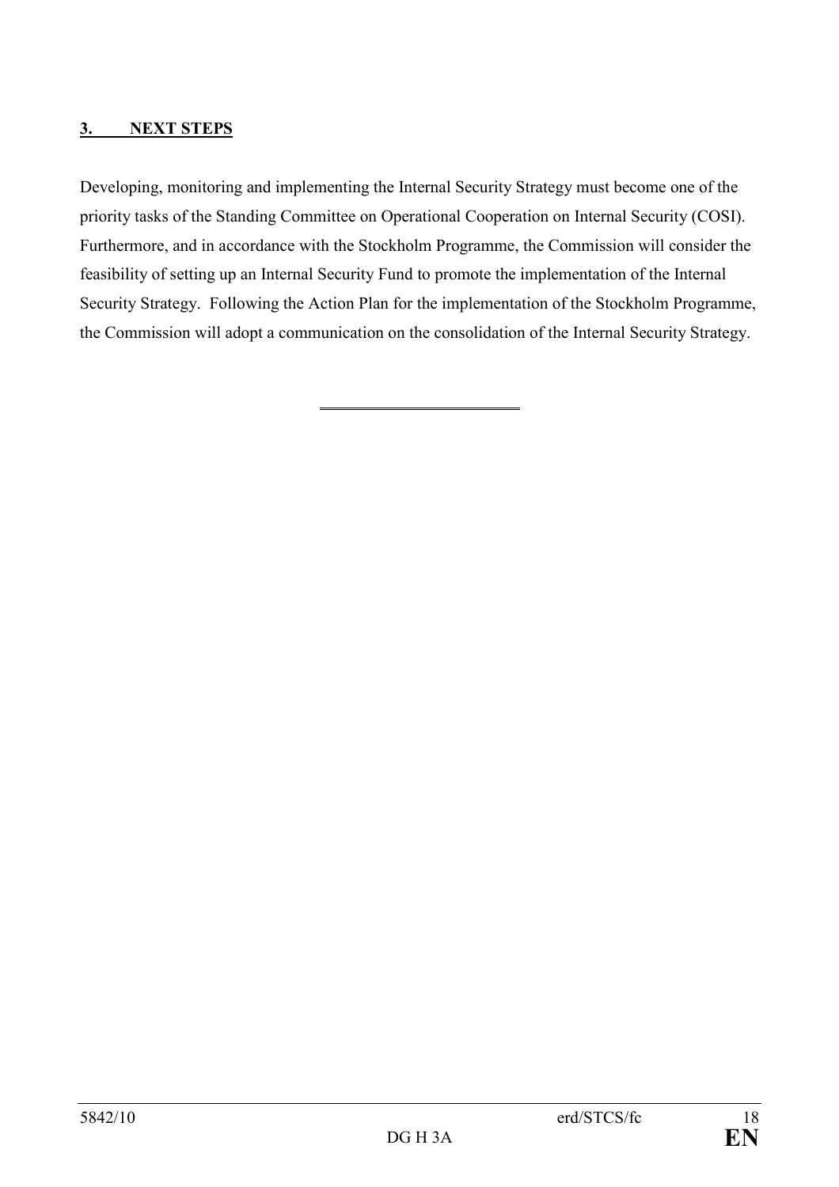## 3. NEXT STEPS

Developing, monitoring and implementing the Internal Security Strategy must become one of the priority tasks of the Standing Committee on Operational Cooperation on Internal Security (COSI). Furthermore, and in accordance with the Stockholm Programme, the Commission will consider the feasibility of setting up an Internal Security Fund to promote the implementation of the Internal Security Strategy. Following the Action Plan for the implementation of the Stockholm Programme, the Commission will adopt a communication on the consolidation of the Internal Security Strategy.